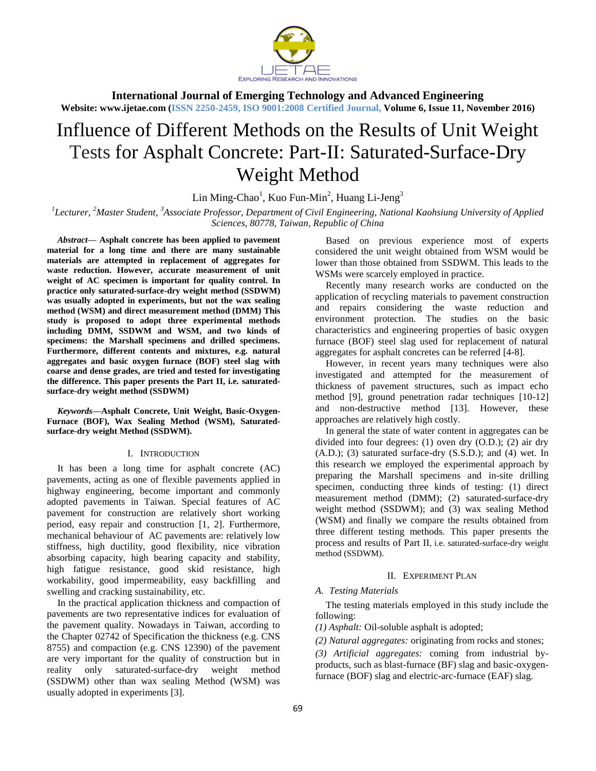# Influence of Different Methods on the Results of Unit Weight Tests for Asphalt Concrete: Part-II: Saturated-Surface-Dry Weight Method

Lin Ming-Chao[1], Kuo Fun-Min[2], Huang Li-Jeng[3]

[1]*Lecturer,* [2]*Master Student,* [3]*Associate Professor, Department of Civil Engineering, National Kaohsiung University of Applied Sciences, 80778, Taiwan, Republic of China*

***Abstract*— Asphalt concrete has been applied to pavement material for a long time and there are many sustainable materials are attempted in replacement of aggregates for waste reduction. However, accurate measurement of unit weight of AC specimen is important for quality control. In practice only saturated-surface-dry weight method (SSDWM) was usually adopted in experiments, but not the wax sealing method (WSM) and direct measurement method (DMM) This study is proposed to adopt three experimental methods including DMM, SSDWM and WSM, and two kinds of specimens: the Marshall specimens and drilled specimens. Furthermore, different contents and mixtures, e.g. natural aggregates and basic oxygen furnace (BOF) steel slag with coarse and dense grades, are tried and tested for investigating the difference. This paper presents the Part II, i.e. saturated-surface-dry weight method (SSDWM)**

***Keywords*—Asphalt Concrete, Unit Weight, Basic-Oxygen-Furnace (BOF), Wax Sealing Method (WSM), Saturated-surface-dry weight Method (SSDWM).**

## I. Introduction

It has been a long time for asphalt concrete (AC) pavements, acting as one of flexible pavements applied in highway engineering, become important and commonly adopted pavements in Taiwan. Special features of AC pavement for construction are relatively short working period, easy repair and construction [1, 2]. Furthermore, mechanical behaviour of AC pavements are: relatively low stiffness, high ductility, good flexibility, nice vibration absorbing capacity, high bearing capacity and stability, high fatigue resistance, good skid resistance, high workability, good impermeability, easy backfilling and swelling and cracking sustainability, etc.

In the practical application thickness and compaction of pavements are two representative indices for evaluation of the pavement quality. Nowadays in Taiwan, according to the Chapter 02742 of Specification the thickness (e.g. CNS 8755) and compaction (e.g. CNS 12390) of the pavement are very important for the quality of construction but in reality only saturated-surface-dry weight method (SSDWM) other than wax sealing Method (WSM) was usually adopted in experiments [3].

Based on previous experience most of experts considered the unit weight obtained from WSM would be lower than those obtained from SSDWM. This leads to the WSMs were scarcely employed in practice.

Recently many research works are conducted on the application of recycling materials to pavement construction and repairs considering the waste reduction and environment protection. The studies on the basic characteristics and engineering properties of basic oxygen furnace (BOF) steel slag used for replacement of natural aggregates for asphalt concretes can be referred [4-8].

However, in recent years many techniques were also investigated and attempted for the measurement of thickness of pavement structures, such as impact echo method [9], ground penetration radar techniques [10-12] and non-destructive method [13]. However, these approaches are relatively high costly.

In general the state of water content in aggregates can be divided into four degrees: (1) oven dry (O.D.); (2) air dry (A.D.); (3) saturated surface-dry (S.S.D.); and (4) wet. In this research we employed the experimental approach by preparing the Marshall specimens and in-site drilling specimen, conducting three kinds of testing: (1) direct measurement method (DMM); (2) saturated-surface-dry weight method (SSDWM); and (3) wax sealing Method (WSM) and finally we compare the results obtained from three different testing methods. This paper presents the process and results of Part II, i.e. saturated-surface-dry weight method (SSDWM).

## II. Experiment Plan

### A. Testing Materials

The testing materials employed in this study include the following:

*(1) Asphalt:* Oil-soluble asphalt is adopted;

*(2) Natural aggregates:* originating from rocks and stones;

*(3) Artificial aggregates:* coming from industrial by-products, such as blast-furnace (BF) slag and basic-oxygen-furnace (BOF) slag and electric-arc-furnace (EAF) slag.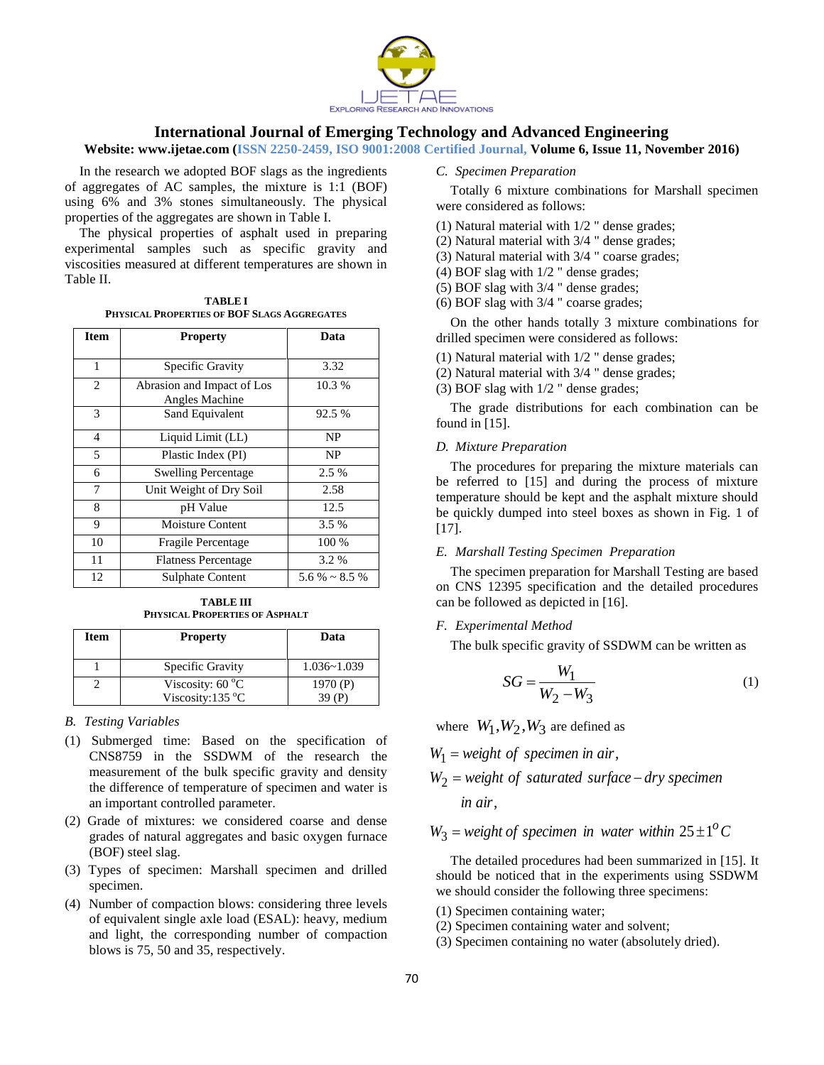In the research we adopted BOF slags as the ingredients of aggregates of AC samples, the mixture is 1:1 (BOF) using 6% and 3% stones simultaneously. The physical properties of the aggregates are shown in Table I.

The physical properties of asphalt used in preparing experimental samples such as specific gravity and viscosities measured at different temperatures are shown in Table II.

**TABLE I**
**PHYSICAL PROPERTIES OF BOF SLAGS AGGREGATES**

| Item | Property | Data |
|---|---|---|
| 1 | Specific Gravity | 3.32 |
| 2 | Abrasion and Impact of Los Angles Machine | 10.3 % |
| 3 | Sand Equivalent | 92.5 % |
| 4 | Liquid Limit (LL) | NP |
| 5 | Plastic Index (PI) | NP |
| 6 | Swelling Percentage | 2.5 % |
| 7 | Unit Weight of Dry Soil | 2.58 |
| 8 | pH Value | 12.5 |
| 9 | Moisture Content | 3.5 % |
| 10 | Fragile Percentage | 100 % |
| 11 | Flatness Percentage | 3.2 % |
| 12 | Sulphate Content | 5.6 % ~ 8.5 % |

**TABLE III**
**PHYSICAL PROPERTIES OF ASPHALT**

| Item | Property | Data |
|---|---|---|
| 1 | Specific Gravity | 1.036~1.039 |
| 2 | Viscosity: 60 $^{o}$C<br>Viscosity:135 $^{o}$C | 1970 (P)<br>39 (P) |

*B. Testing Variables*

(1) Submerged time: Based on the specification of CNS8759 in the SSDWM of the research the measurement of the bulk specific gravity and density the difference of temperature of specimen and water is an important controlled parameter.

(2) Grade of mixtures: we considered coarse and dense grades of natural aggregates and basic oxygen furnace (BOF) steel slag.

(3) Types of specimen: Marshall specimen and drilled specimen.

(4) Number of compaction blows: considering three levels of equivalent single axle load (ESAL): heavy, medium and light, the corresponding number of compaction blows is 75, 50 and 35, respectively.

*C. Specimen Preparation*

Totally 6 mixture combinations for Marshall specimen were considered as follows:

(1) Natural material with 1/2 " dense grades;
(2) Natural material with 3/4 " dense grades;
(3) Natural material with 3/4 " coarse grades;
(4) BOF slag with 1/2 " dense grades;
(5) BOF slag with 3/4 " dense grades;
(6) BOF slag with 3/4 " coarse grades;

On the other hands totally 3 mixture combinations for drilled specimen were considered as follows:

(1) Natural material with 1/2 " dense grades;
(2) Natural material with 3/4 " dense grades;
(3) BOF slag with 1/2 " dense grades;

The grade distributions for each combination can be found in [15].

*D. Mixture Preparation*

The procedures for preparing the mixture materials can be referred to [15] and during the process of mixture temperature should be kept and the asphalt mixture should be quickly dumped into steel boxes as shown in Fig. 1 of [17].

*E. Marshall Testing Specimen Preparation*

The specimen preparation for Marshall Testing are based on CNS 12395 specification and the detailed procedures can be followed as depicted in [16].

*F. Experimental Method*

The bulk specific gravity of SSDWM can be written as

$$SG = \frac{W_1}{W_2 - W_3} \tag{1}$$

where $W_1, W_2, W_3$ are defined as

$W_1 = \textit{weight of specimen in air},$

$W_2 = \textit{weight of saturated surface} - \textit{dry specimen in air},$

$W_3 = \textit{weight of specimen in water within } 25 \pm 1^{o} C$

The detailed procedures had been summarized in [15]. It should be noticed that in the experiments using SSDWM we should consider the following three specimens:

(1) Specimen containing water;
(2) Specimen containing water and solvent;
(3) Specimen containing no water (absolutely dried).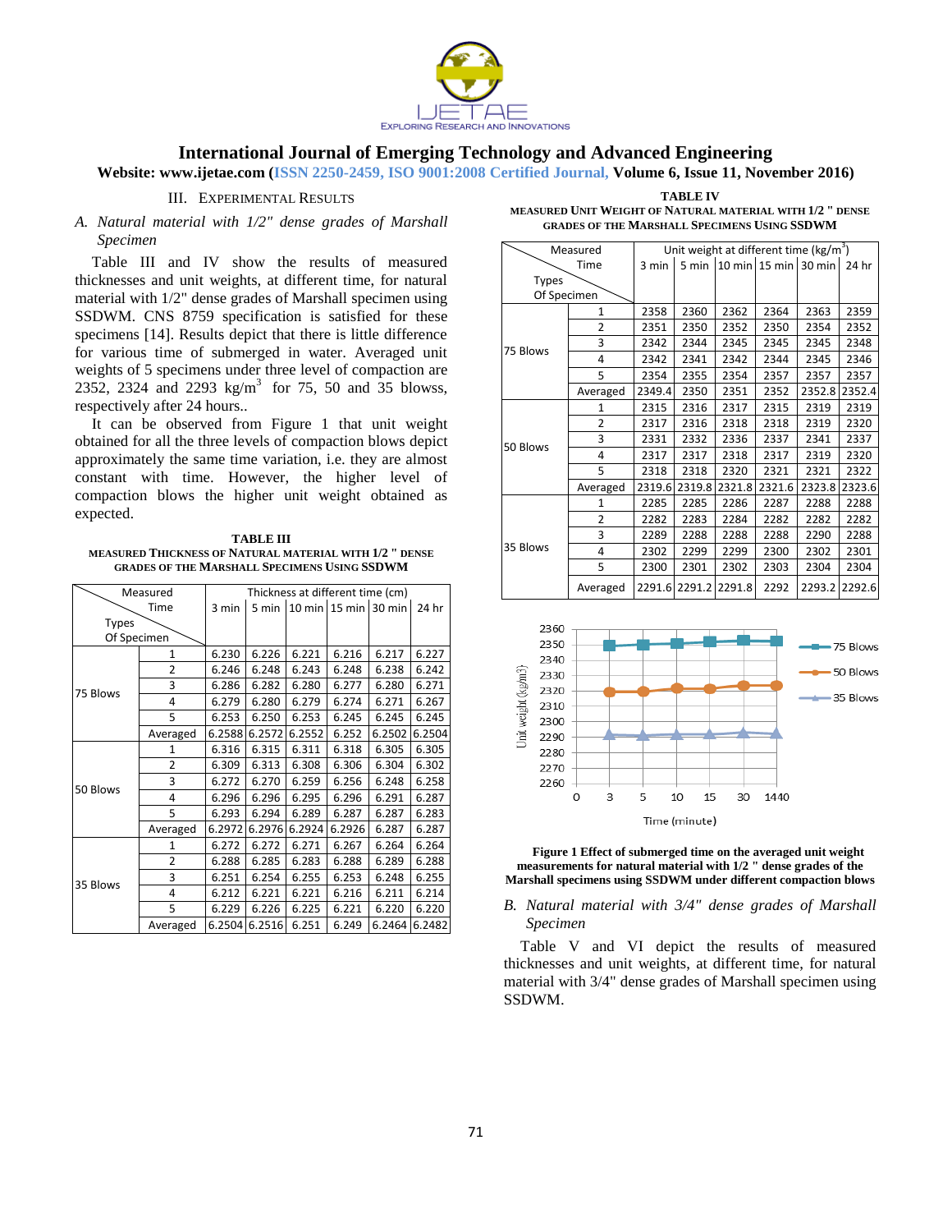## III. Experimental Results

### *A. Natural material with 1/2" dense grades of Marshall Specimen*

Table III and IV show the results of measured thicknesses and unit weights, at different time, for natural material with 1/2" dense grades of Marshall specimen using SSDWM. CNS 8759 specification is satisfied for these specimens [14]. Results depict that there is little difference for various time of submerged in water. Averaged unit weights of 5 specimens under three level of compaction are 2352, 2324 and 2293 kg/m$^3$ for 75, 50 and 35 blowss, respectively after 24 hours..

It can be observed from Figure 1 that unit weight obtained for all the three levels of compaction blows depict approximately the same time variation, i.e. they are almost constant with time. However, the higher level of compaction blows the higher unit weight obtained as expected.

**TABLE III**
**Measured Thickness of Natural material with 1/2 " dense grades of the Marshall Specimens Using SSDWM**

| Types Of Specimen | Measured Time | Thickness at different time (cm) | | | | | |
|---|---|---|---|---|---|---|---|
| | | 3 min | 5 min | 10 min | 15 min | 30 min | 24 hr |
| 75 Blows | 1 | 6.230 | 6.226 | 6.221 | 6.216 | 6.217 | 6.227 |
| | 2 | 6.246 | 6.248 | 6.243 | 6.248 | 6.238 | 6.242 |
| | 3 | 6.286 | 6.282 | 6.280 | 6.277 | 6.280 | 6.271 |
| | 4 | 6.279 | 6.280 | 6.279 | 6.274 | 6.271 | 6.267 |
| | 5 | 6.253 | 6.250 | 6.253 | 6.245 | 6.245 | 6.245 |
| | Averaged | 6.2588 | 6.2572 | 6.2552 | 6.252 | 6.2502 | 6.2504 |
| 50 Blows | 1 | 6.316 | 6.315 | 6.311 | 6.318 | 6.305 | 6.305 |
| | 2 | 6.309 | 6.313 | 6.308 | 6.306 | 6.304 | 6.302 |
| | 3 | 6.272 | 6.270 | 6.259 | 6.256 | 6.248 | 6.258 |
| | 4 | 6.296 | 6.296 | 6.295 | 6.296 | 6.291 | 6.287 |
| | 5 | 6.293 | 6.294 | 6.289 | 6.287 | 6.287 | 6.283 |
| | Averaged | 6.2972 | 6.2976 | 6.2924 | 6.2926 | 6.287 | 6.287 |
| 35 Blows | 1 | 6.272 | 6.272 | 6.271 | 6.267 | 6.264 | 6.264 |
| | 2 | 6.288 | 6.285 | 6.283 | 6.288 | 6.289 | 6.288 |
| | 3 | 6.251 | 6.254 | 6.255 | 6.253 | 6.248 | 6.255 |
| | 4 | 6.212 | 6.221 | 6.221 | 6.216 | 6.211 | 6.214 |
| | 5 | 6.229 | 6.226 | 6.225 | 6.221 | 6.220 | 6.220 |
| | Averaged | 6.2504 | 6.2516 | 6.251 | 6.249 | 6.2464 | 6.2482 |

**TABLE IV**
**Measured Unit Weight of Natural material with 1/2 " dense grades of the Marshall Specimens Using SSDWM**

| Types Of Specimen | Measured Time | Unit weight at different time (kg/m$^3$) | | | | | |
|---|---|---|---|---|---|---|---|
| | | 3 min | 5 min | 10 min | 15 min | 30 min | 24 hr |
| 75 Blows | 1 | 2358 | 2360 | 2362 | 2364 | 2363 | 2359 |
| | 2 | 2351 | 2350 | 2352 | 2350 | 2354 | 2352 |
| | 3 | 2342 | 2344 | 2345 | 2345 | 2345 | 2348 |
| | 4 | 2342 | 2341 | 2342 | 2344 | 2345 | 2346 |
| | 5 | 2354 | 2355 | 2354 | 2357 | 2357 | 2357 |
| | Averaged | 2349.4 | 2350 | 2351 | 2352 | 2352.8 | 2352.4 |
| 50 Blows | 1 | 2315 | 2316 | 2317 | 2315 | 2319 | 2319 |
| | 2 | 2317 | 2316 | 2318 | 2318 | 2319 | 2320 |
| | 3 | 2331 | 2332 | 2336 | 2337 | 2341 | 2337 |
| | 4 | 2317 | 2317 | 2318 | 2317 | 2319 | 2320 |
| | 5 | 2318 | 2318 | 2320 | 2321 | 2321 | 2322 |
| | Averaged | 2319.6 | 2319.8 | 2321.8 | 2321.6 | 2323.8 | 2323.6 |
| 35 Blows | 1 | 2285 | 2285 | 2286 | 2287 | 2288 | 2288 |
| | 2 | 2282 | 2283 | 2284 | 2282 | 2282 | 2282 |
| | 3 | 2289 | 2288 | 2288 | 2288 | 2290 | 2288 |
| | 4 | 2302 | 2299 | 2299 | 2300 | 2302 | 2301 |
| | 5 | 2300 | 2301 | 2302 | 2303 | 2304 | 2304 |
| | Averaged | 2291.6 | 2291.2 | 2291.8 | 2292 | 2293.2 | 2292.6 |

**Figure 1 Effect of submerged time on the averaged unit weight measurements for natural material with 1/2 " dense grades of the Marshall specimens using SSDWM under different compaction blows**

### *B. Natural material with 3/4" dense grades of Marshall Specimen*

Table V and VI depict the results of measured thicknesses and unit weights, at different time, for natural material with 3/4" dense grades of Marshall specimen using SSDWM.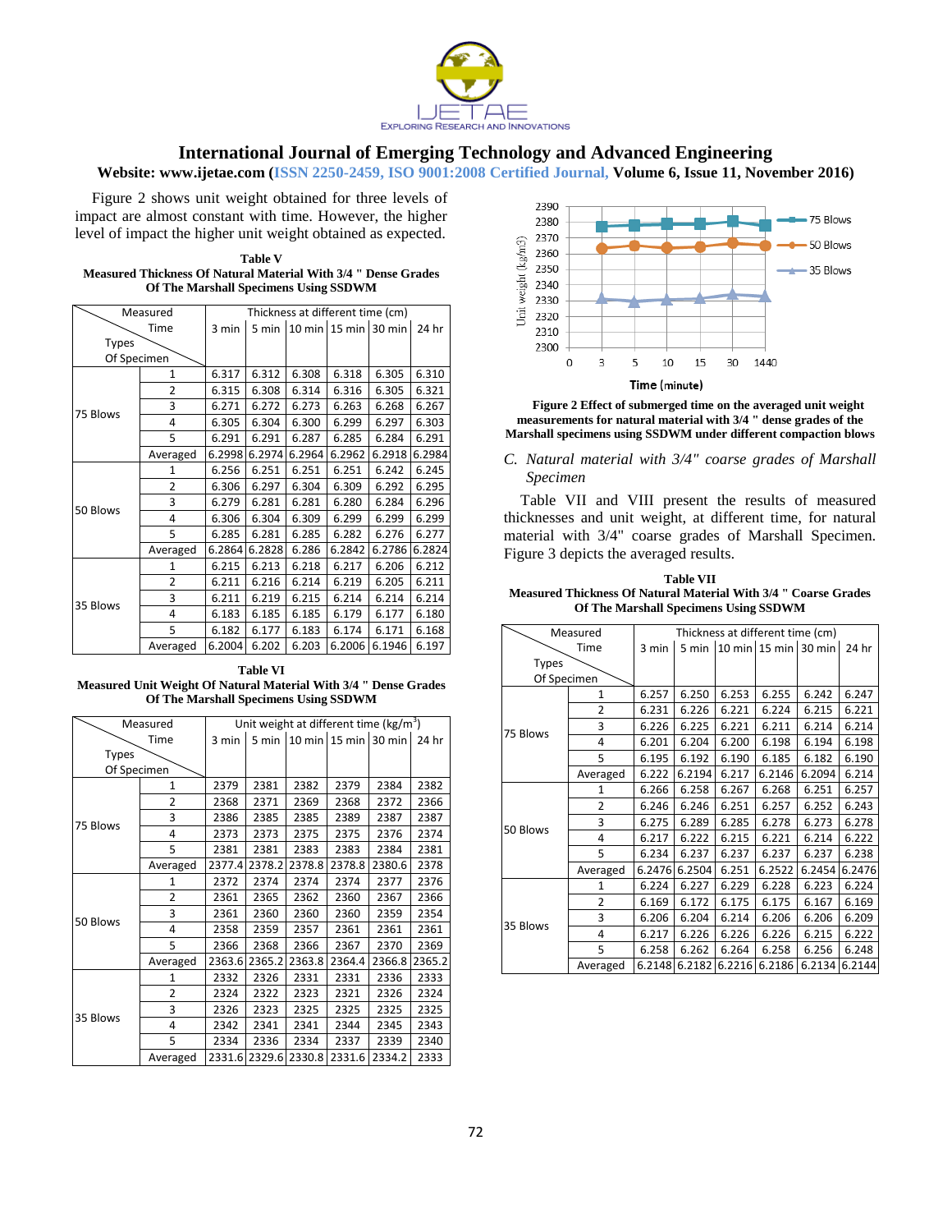Figure 2 shows unit weight obtained for three levels of impact are almost constant with time. However, the higher level of impact the higher unit weight obtained as expected.

**Table V**
**Measured Thickness Of Natural Material With 3/4 " Dense Grades Of The Marshall Specimens Using SSDWM**

| Types Of Specimen | | Thickness at different time (cm) 3 min | 5 min | 10 min | 15 min | 30 min | 24 hr |
|---|---|---|---|---|---|---|---|
| 75 Blows | 1 | 6.317 | 6.312 | 6.308 | 6.318 | 6.305 | 6.310 |
| | 2 | 6.315 | 6.308 | 6.314 | 6.316 | 6.305 | 6.321 |
| | 3 | 6.271 | 6.272 | 6.273 | 6.263 | 6.268 | 6.267 |
| | 4 | 6.305 | 6.304 | 6.300 | 6.299 | 6.297 | 6.303 |
| | 5 | 6.291 | 6.291 | 6.287 | 6.285 | 6.284 | 6.291 |
| | Averaged | 6.2998 | 6.2974 | 6.2964 | 6.2962 | 6.2918 | 6.2984 |
| 50 Blows | 1 | 6.256 | 6.251 | 6.251 | 6.251 | 6.242 | 6.245 |
| | 2 | 6.306 | 6.297 | 6.304 | 6.309 | 6.292 | 6.295 |
| | 3 | 6.279 | 6.281 | 6.281 | 6.280 | 6.284 | 6.296 |
| | 4 | 6.306 | 6.304 | 6.309 | 6.299 | 6.299 | 6.299 |
| | 5 | 6.285 | 6.281 | 6.285 | 6.282 | 6.276 | 6.277 |
| | Averaged | 6.2864 | 6.2828 | 6.286 | 6.2842 | 6.2786 | 6.2824 |
| 35 Blows | 1 | 6.215 | 6.213 | 6.218 | 6.217 | 6.206 | 6.212 |
| | 2 | 6.211 | 6.216 | 6.214 | 6.219 | 6.205 | 6.211 |
| | 3 | 6.211 | 6.219 | 6.215 | 6.214 | 6.214 | 6.214 |
| | 4 | 6.183 | 6.185 | 6.185 | 6.179 | 6.177 | 6.180 |
| | 5 | 6.182 | 6.177 | 6.183 | 6.174 | 6.171 | 6.168 |
| | Averaged | 6.2004 | 6.202 | 6.203 | 6.2006 | 6.1946 | 6.197 |

**Table VI**
**Measured Unit Weight Of Natural Material With 3/4 " Dense Grades Of The Marshall Specimens Using SSDWM**

| Types Of Specimen | | Unit weight at different time ($kg/m^3$) 3 min | 5 min | 10 min | 15 min | 30 min | 24 hr |
|---|---|---|---|---|---|---|---|
| 75 Blows | 1 | 2379 | 2381 | 2382 | 2379 | 2384 | 2382 |
| | 2 | 2368 | 2371 | 2369 | 2368 | 2372 | 2366 |
| | 3 | 2386 | 2385 | 2385 | 2389 | 2387 | 2387 |
| | 4 | 2373 | 2373 | 2375 | 2375 | 2376 | 2374 |
| | 5 | 2381 | 2381 | 2383 | 2383 | 2384 | 2381 |
| | Averaged | 2377.4 | 2378.2 | 2378.8 | 2378.8 | 2380.6 | 2378 |
| 50 Blows | 1 | 2372 | 2374 | 2374 | 2374 | 2377 | 2376 |
| | 2 | 2361 | 2365 | 2362 | 2360 | 2367 | 2366 |
| | 3 | 2361 | 2360 | 2360 | 2360 | 2359 | 2354 |
| | 4 | 2358 | 2359 | 2357 | 2361 | 2361 | 2361 |
| | 5 | 2366 | 2368 | 2366 | 2367 | 2370 | 2369 |
| | Averaged | 2363.6 | 2365.2 | 2363.8 | 2364.4 | 2366.8 | 2365.2 |
| 35 Blows | 1 | 2332 | 2326 | 2331 | 2331 | 2336 | 2333 |
| | 2 | 2324 | 2322 | 2323 | 2321 | 2326 | 2324 |
| | 3 | 2326 | 2323 | 2325 | 2325 | 2325 | 2325 |
| | 4 | 2342 | 2341 | 2341 | 2344 | 2345 | 2343 |
| | 5 | 2334 | 2336 | 2334 | 2337 | 2339 | 2340 |
| | Averaged | 2331.6 | 2329.6 | 2330.8 | 2331.6 | 2334.2 | 2333 |

**Figure 2 Effect of submerged time on the averaged unit weight measurements for natural material with 3/4 " dense grades of the Marshall specimens using SSDWM under different compaction blows**

*C. Natural material with 3/4" coarse grades of Marshall Specimen*

Table VII and VIII present the results of measured thicknesses and unit weight, at different time, for natural material with 3/4" coarse grades of Marshall Specimen. Figure 3 depicts the averaged results.

**Table VII**
**Measured Thickness Of Natural Material With 3/4 " Coarse Grades Of The Marshall Specimens Using SSDWM**

| Types Of Specimen | | Thickness at different time (cm) 3 min | 5 min | 10 min | 15 min | 30 min | 24 hr |
|---|---|---|---|---|---|---|---|
| 75 Blows | 1 | 6.257 | 6.250 | 6.253 | 6.255 | 6.242 | 6.247 |
| | 2 | 6.231 | 6.226 | 6.221 | 6.224 | 6.215 | 6.221 |
| | 3 | 6.226 | 6.225 | 6.221 | 6.211 | 6.214 | 6.214 |
| | 4 | 6.201 | 6.204 | 6.200 | 6.198 | 6.194 | 6.198 |
| | 5 | 6.195 | 6.192 | 6.190 | 6.185 | 6.182 | 6.190 |
| | Averaged | 6.222 | 6.2194 | 6.217 | 6.2146 | 6.2094 | 6.214 |
| 50 Blows | 1 | 6.266 | 6.258 | 6.267 | 6.268 | 6.251 | 6.257 |
| | 2 | 6.246 | 6.246 | 6.251 | 6.257 | 6.252 | 6.243 |
| | 3 | 6.275 | 6.289 | 6.285 | 6.278 | 6.273 | 6.278 |
| | 4 | 6.217 | 6.222 | 6.215 | 6.221 | 6.214 | 6.222 |
| | 5 | 6.234 | 6.237 | 6.237 | 6.237 | 6.237 | 6.238 |
| | Averaged | 6.2476 | 6.2504 | 6.251 | 6.2522 | 6.2454 | 6.2476 |
| 35 Blows | 1 | 6.224 | 6.227 | 6.229 | 6.228 | 6.223 | 6.224 |
| | 2 | 6.169 | 6.172 | 6.175 | 6.175 | 6.167 | 6.169 |
| | 3 | 6.206 | 6.204 | 6.214 | 6.206 | 6.206 | 6.209 |
| | 4 | 6.217 | 6.226 | 6.226 | 6.226 | 6.215 | 6.222 |
| | 5 | 6.258 | 6.262 | 6.264 | 6.258 | 6.256 | 6.248 |
| | Averaged | 6.2148 | 6.2182 | 6.2216 | 6.2186 | 6.2134 | 6.2144 |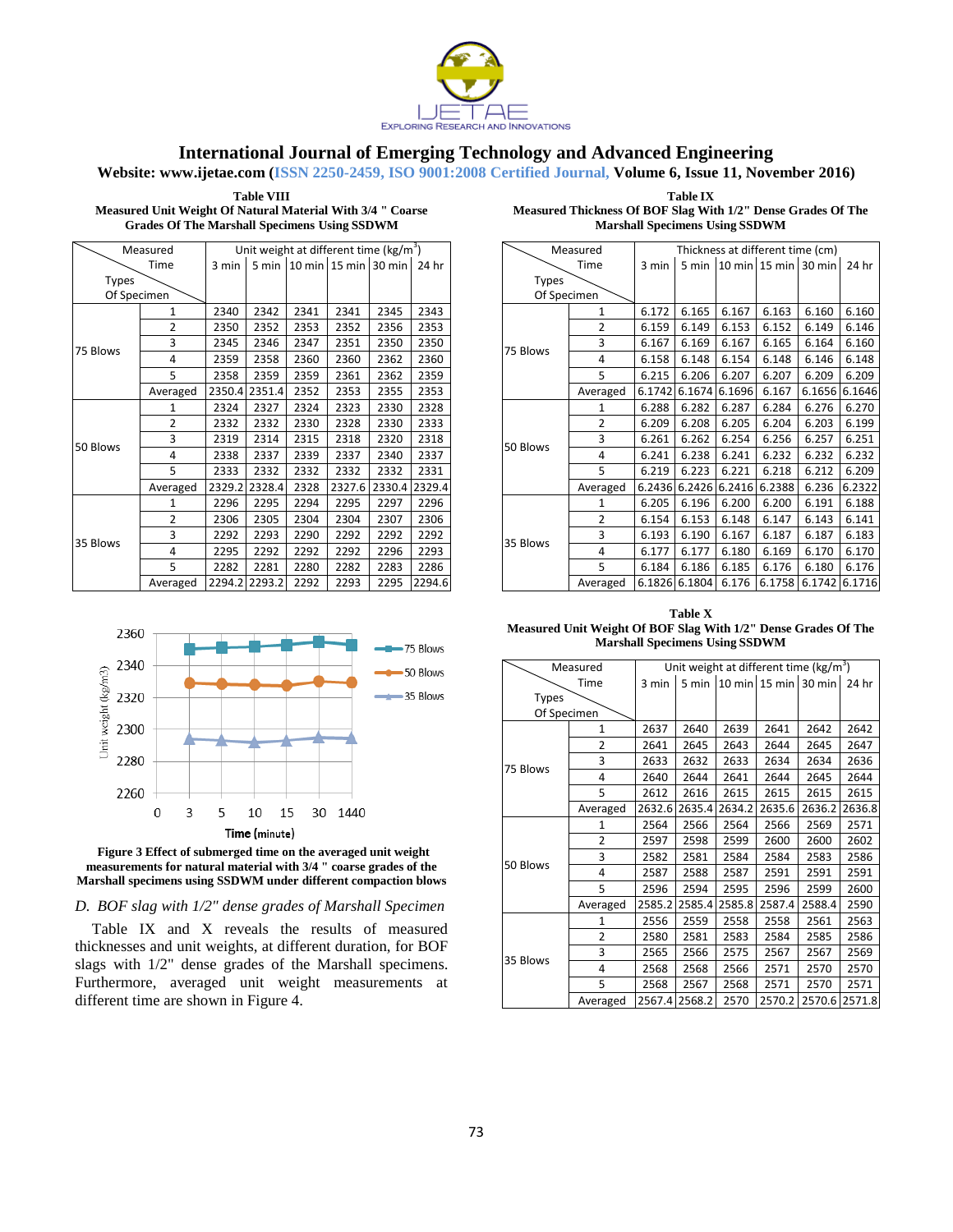**Table VIII**
**Measured Unit Weight Of Natural Material With 3/4 " Coarse Grades Of The Marshall Specimens Using SSDWM**

| Types Of Specimen | Measured Time | Unit weight at different time (kg/m$^3$) | | | | | |
|---|---|---|---|---|---|---|---|
| | | 3 min | 5 min | 10 min | 15 min | 30 min | 24 hr |
| 75 Blows | 1 | 2340 | 2342 | 2341 | 2341 | 2345 | 2343 |
| | 2 | 2350 | 2352 | 2353 | 2352 | 2356 | 2353 |
| | 3 | 2345 | 2346 | 2347 | 2351 | 2350 | 2350 |
| | 4 | 2359 | 2358 | 2360 | 2360 | 2362 | 2360 |
| | 5 | 2358 | 2359 | 2359 | 2361 | 2362 | 2359 |
| | Averaged | 2350.4 | 2351.4 | 2352 | 2353 | 2355 | 2353 |
| 50 Blows | 1 | 2324 | 2327 | 2324 | 2323 | 2330 | 2328 |
| | 2 | 2332 | 2332 | 2330 | 2328 | 2330 | 2333 |
| | 3 | 2319 | 2314 | 2315 | 2318 | 2320 | 2318 |
| | 4 | 2338 | 2337 | 2339 | 2337 | 2340 | 2337 |
| | 5 | 2333 | 2332 | 2332 | 2332 | 2332 | 2331 |
| | Averaged | 2329.2 | 2328.4 | 2328 | 2327.6 | 2330.4 | 2329.4 |
| 35 Blows | 1 | 2296 | 2295 | 2294 | 2295 | 2297 | 2296 |
| | 2 | 2306 | 2305 | 2304 | 2304 | 2307 | 2306 |
| | 3 | 2292 | 2293 | 2290 | 2292 | 2292 | 2292 |
| | 4 | 2295 | 2292 | 2292 | 2292 | 2296 | 2293 |
| | 5 | 2282 | 2281 | 2280 | 2282 | 2283 | 2286 |
| | Averaged | 2294.2 | 2293.2 | 2292 | 2293 | 2295 | 2294.6 |

**Figure 3 Effect of submerged time on the averaged unit weight measurements for natural material with 3/4 " coarse grades of the Marshall specimens using SSDWM under different compaction blows**

*D. BOF slag with 1/2" dense grades of Marshall Specimen*

Table IX and X reveals the results of measured thicknesses and unit weights, at different duration, for BOF slags with 1/2" dense grades of the Marshall specimens. Furthermore, averaged unit weight measurements at different time are shown in Figure 4.

**Table IX**
**Measured Thickness Of BOF Slag With 1/2" Dense Grades Of The Marshall Specimens Using SSDWM**

| Types Of Specimen | Measured Time | Thickness at different time (cm) | | | | | |
|---|---|---|---|---|---|---|---|
| | | 3 min | 5 min | 10 min | 15 min | 30 min | 24 hr |
| 75 Blows | 1 | 6.172 | 6.165 | 6.167 | 6.163 | 6.160 | 6.160 |
| | 2 | 6.159 | 6.149 | 6.153 | 6.152 | 6.149 | 6.146 |
| | 3 | 6.167 | 6.169 | 6.167 | 6.165 | 6.164 | 6.160 |
| | 4 | 6.158 | 6.148 | 6.154 | 6.148 | 6.146 | 6.148 |
| | 5 | 6.215 | 6.206 | 6.207 | 6.207 | 6.209 | 6.209 |
| | Averaged | 6.1742 | 6.1674 | 6.1696 | 6.167 | 6.1656 | 6.1646 |
| 50 Blows | 1 | 6.288 | 6.282 | 6.287 | 6.284 | 6.276 | 6.270 |
| | 2 | 6.209 | 6.208 | 6.205 | 6.204 | 6.203 | 6.199 |
| | 3 | 6.261 | 6.262 | 6.254 | 6.256 | 6.257 | 6.251 |
| | 4 | 6.241 | 6.238 | 6.241 | 6.232 | 6.232 | 6.232 |
| | 5 | 6.219 | 6.223 | 6.221 | 6.218 | 6.212 | 6.209 |
| | Averaged | 6.2436 | 6.2426 | 6.2416 | 6.2388 | 6.236 | 6.2322 |
| 35 Blows | 1 | 6.205 | 6.196 | 6.200 | 6.200 | 6.191 | 6.188 |
| | 2 | 6.154 | 6.153 | 6.148 | 6.147 | 6.143 | 6.141 |
| | 3 | 6.193 | 6.190 | 6.167 | 6.187 | 6.187 | 6.183 |
| | 4 | 6.177 | 6.177 | 6.180 | 6.169 | 6.170 | 6.170 |
| | 5 | 6.184 | 6.186 | 6.185 | 6.176 | 6.180 | 6.176 |
| | Averaged | 6.1826 | 6.1804 | 6.176 | 6.1758 | 6.1742 | 6.1716 |

**Table X**
**Measured Unit Weight Of BOF Slag With 1/2" Dense Grades Of The Marshall Specimens Using SSDWM**

| Types Of Specimen | Measured Time | Unit weight at different time (kg/m$^3$) | | | | | |
|---|---|---|---|---|---|---|---|
| | | 3 min | 5 min | 10 min | 15 min | 30 min | 24 hr |
| 75 Blows | 1 | 2637 | 2640 | 2639 | 2641 | 2642 | 2642 |
| | 2 | 2641 | 2645 | 2643 | 2644 | 2645 | 2647 |
| | 3 | 2633 | 2632 | 2633 | 2634 | 2634 | 2636 |
| | 4 | 2640 | 2644 | 2641 | 2644 | 2645 | 2644 |
| | 5 | 2612 | 2616 | 2615 | 2615 | 2615 | 2615 |
| | Averaged | 2632.6 | 2635.4 | 2634.2 | 2635.6 | 2636.2 | 2636.8 |
| 50 Blows | 1 | 2564 | 2566 | 2564 | 2566 | 2569 | 2571 |
| | 2 | 2597 | 2598 | 2599 | 2600 | 2600 | 2602 |
| | 3 | 2582 | 2581 | 2584 | 2584 | 2583 | 2586 |
| | 4 | 2587 | 2588 | 2587 | 2591 | 2591 | 2591 |
| | 5 | 2596 | 2594 | 2595 | 2596 | 2599 | 2600 |
| | Averaged | 2585.2 | 2585.4 | 2585.8 | 2587.4 | 2588.4 | 2590 |
| 35 Blows | 1 | 2556 | 2559 | 2558 | 2558 | 2561 | 2563 |
| | 2 | 2580 | 2581 | 2583 | 2584 | 2585 | 2586 |
| | 3 | 2565 | 2566 | 2575 | 2567 | 2567 | 2569 |
| | 4 | 2568 | 2568 | 2566 | 2571 | 2570 | 2570 |
| | 5 | 2568 | 2567 | 2568 | 2571 | 2570 | 2571 |
| | Averaged | 2567.4 | 2568.2 | 2570 | 2570.2 | 2570.6 | 2571.8 |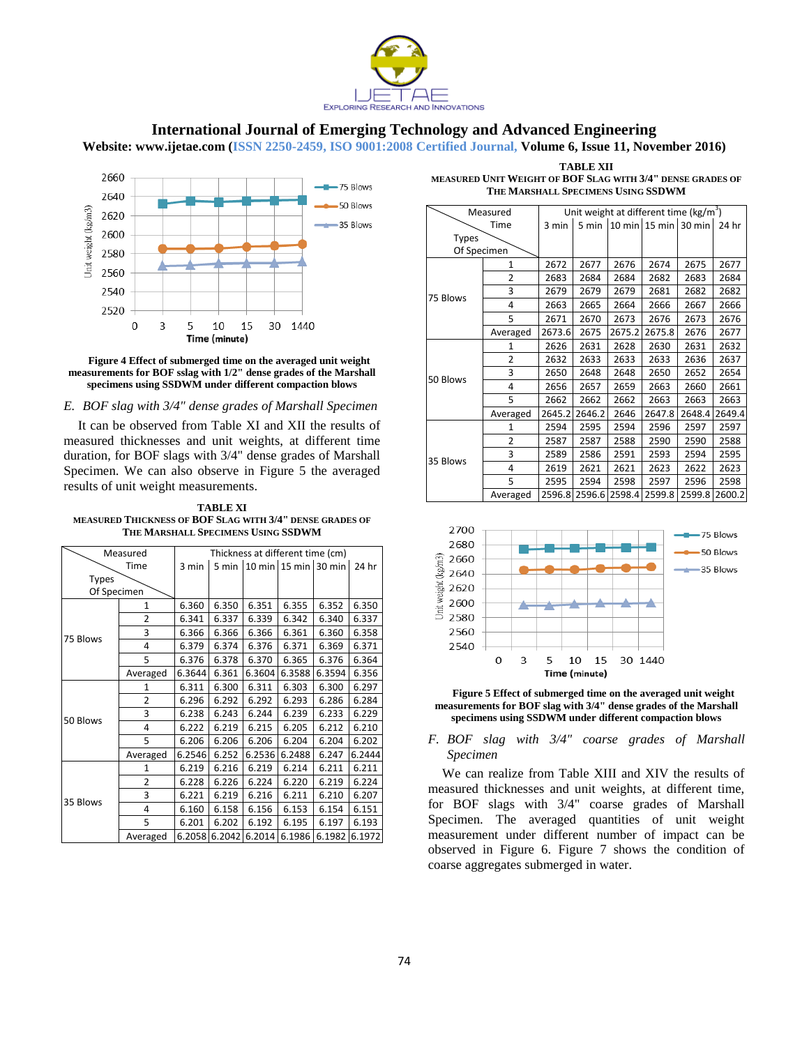Figure 4 Effect of submerged time on the averaged unit weight measurements for BOF sslag with 1/2" dense grades of the Marshall specimens using SSDWM under different compaction blows

*E. BOF slag with 3/4" dense grades of Marshall Specimen*

It can be observed from Table XI and XII the results of measured thicknesses and unit weights, at different time duration, for BOF slags with 3/4" dense grades of Marshall Specimen. We can also observe in Figure 5 the averaged results of unit weight measurements.

**TABLE XI**
**MEASURED THICKNESS OF BOF SLAG WITH 3/4" DENSE GRADES OF THE MARSHALL SPECIMENS USING SSDWM**

| Types Of Specimen | Measured Time | 3 min | 5 min | 10 min | 15 min | 30 min | 24 hr |
|---|---|---|---|---|---|---|---|
| | | Thickness at different time (cm) | | | | | |
| 75 Blows | 1 | 6.360 | 6.350 | 6.351 | 6.355 | 6.352 | 6.350 |
| | 2 | 6.341 | 6.337 | 6.339 | 6.342 | 6.340 | 6.337 |
| | 3 | 6.366 | 6.366 | 6.366 | 6.361 | 6.360 | 6.358 |
| | 4 | 6.379 | 6.374 | 6.376 | 6.371 | 6.369 | 6.371 |
| | 5 | 6.376 | 6.378 | 6.370 | 6.365 | 6.376 | 6.364 |
| | Averaged | 6.3644 | 6.361 | 6.3604 | 6.3588 | 6.3594 | 6.356 |
| 50 Blows | 1 | 6.311 | 6.300 | 6.311 | 6.303 | 6.300 | 6.297 |
| | 2 | 6.296 | 6.292 | 6.292 | 6.293 | 6.286 | 6.284 |
| | 3 | 6.238 | 6.243 | 6.244 | 6.239 | 6.233 | 6.229 |
| | 4 | 6.222 | 6.219 | 6.215 | 6.205 | 6.212 | 6.210 |
| | 5 | 6.206 | 6.206 | 6.206 | 6.204 | 6.204 | 6.202 |
| | Averaged | 6.2546 | 6.252 | 6.2536 | 6.2488 | 6.247 | 6.2444 |
| 35 Blows | 1 | 6.219 | 6.216 | 6.219 | 6.214 | 6.211 | 6.211 |
| | 2 | 6.228 | 6.226 | 6.224 | 6.220 | 6.219 | 6.224 |
| | 3 | 6.221 | 6.219 | 6.216 | 6.211 | 6.210 | 6.207 |
| | 4 | 6.160 | 6.158 | 6.156 | 6.153 | 6.154 | 6.151 |
| | 5 | 6.201 | 6.202 | 6.192 | 6.195 | 6.197 | 6.193 |
| | Averaged | 6.2058 | 6.2042 | 6.2014 | 6.1986 | 6.1982 | 6.1972 |

**TABLE XII**
**MEASURED UNIT WEIGHT OF BOF SLAG WITH 3/4" DENSE GRADES OF THE MARSHALL SPECIMENS USING SSDWM**

| Types Of Specimen | Measured Time | 3 min | 5 min | 10 min | 15 min | 30 min | 24 hr |
|---|---|---|---|---|---|---|---|
| | | Unit weight at different time (kg/m$^3$) | | | | | |
| 75 Blows | 1 | 2672 | 2677 | 2676 | 2674 | 2675 | 2677 |
| | 2 | 2683 | 2684 | 2684 | 2682 | 2683 | 2684 |
| | 3 | 2679 | 2679 | 2679 | 2681 | 2682 | 2682 |
| | 4 | 2663 | 2665 | 2664 | 2666 | 2667 | 2666 |
| | 5 | 2671 | 2670 | 2673 | 2676 | 2673 | 2676 |
| | Averaged | 2673.6 | 2675 | 2675.2 | 2675.8 | 2676 | 2677 |
| 50 Blows | 1 | 2626 | 2631 | 2628 | 2630 | 2631 | 2632 |
| | 2 | 2632 | 2633 | 2633 | 2633 | 2636 | 2637 |
| | 3 | 2650 | 2648 | 2648 | 2650 | 2652 | 2654 |
| | 4 | 2656 | 2657 | 2659 | 2663 | 2660 | 2661 |
| | 5 | 2662 | 2662 | 2662 | 2663 | 2663 | 2663 |
| | Averaged | 2645.2 | 2646.2 | 2646 | 2647.8 | 2648.4 | 2649.4 |
| 35 Blows | 1 | 2594 | 2595 | 2594 | 2596 | 2597 | 2597 |
| | 2 | 2587 | 2587 | 2588 | 2590 | 2590 | 2588 |
| | 3 | 2589 | 2586 | 2591 | 2593 | 2594 | 2595 |
| | 4 | 2619 | 2621 | 2621 | 2623 | 2622 | 2623 |
| | 5 | 2595 | 2594 | 2598 | 2597 | 2596 | 2598 |
| | Averaged | 2596.8 | 2596.6 | 2598.4 | 2599.8 | 2599.8 | 2600.2 |

Figure 5 Effect of submerged time on the averaged unit weight measurements for BOF slag with 3/4" dense grades of the Marshall specimens using SSDWM under different compaction blows

*F. BOF slag with 3/4" coarse grades of Marshall Specimen*

We can realize from Table XIII and XIV the results of measured thicknesses and unit weights, at different time, for BOF slags with 3/4" coarse grades of Marshall Specimen. The averaged quantities of unit weight measurement under different number of impact can be observed in Figure 6. Figure 7 shows the condition of coarse aggregates submerged in water.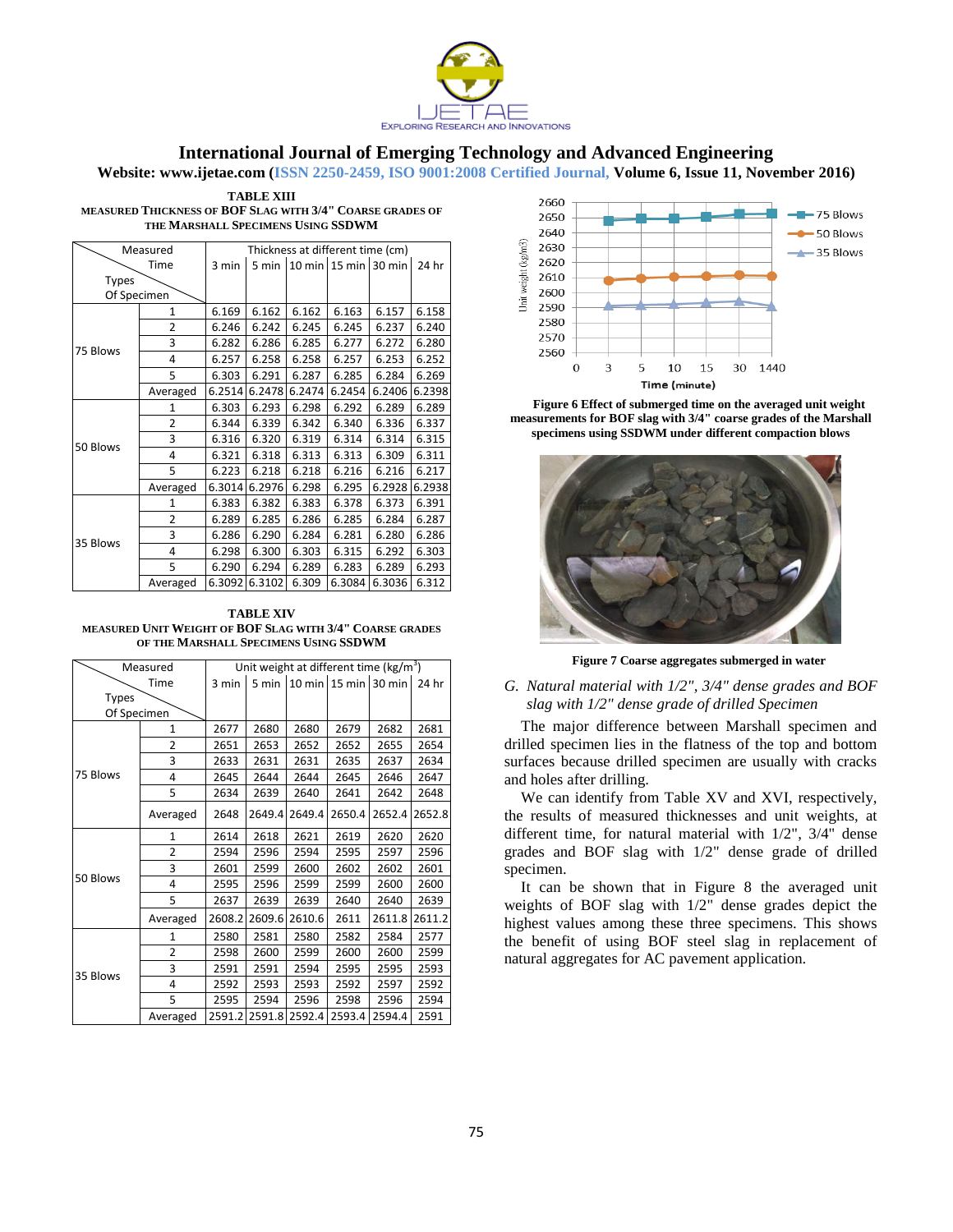TABLE XIII
MEASURED THICKNESS OF BOF SLAG WITH 3/4" COARSE GRADES OF THE MARSHALL SPECIMENS USING SSDWM

| Types Of Specimen | Measured Time | 3 min | 5 min | 10 min | 15 min | 30 min | 24 hr |
|---|---|---|---|---|---|---|---|
| | | Thickness at different time (cm) | | | | | |
| 75 Blows | 1 | 6.169 | 6.162 | 6.162 | 6.163 | 6.157 | 6.158 |
| | 2 | 6.246 | 6.242 | 6.245 | 6.245 | 6.237 | 6.240 |
| | 3 | 6.282 | 6.286 | 6.285 | 6.277 | 6.272 | 6.280 |
| | 4 | 6.257 | 6.258 | 6.258 | 6.257 | 6.253 | 6.252 |
| | 5 | 6.303 | 6.291 | 6.287 | 6.285 | 6.284 | 6.269 |
| | Averaged | 6.2514 | 6.2478 | 6.2474 | 6.2454 | 6.2406 | 6.2398 |
| 50 Blows | 1 | 6.303 | 6.293 | 6.298 | 6.292 | 6.289 | 6.289 |
| | 2 | 6.344 | 6.339 | 6.342 | 6.340 | 6.336 | 6.337 |
| | 3 | 6.316 | 6.320 | 6.319 | 6.314 | 6.314 | 6.315 |
| | 4 | 6.321 | 6.318 | 6.313 | 6.313 | 6.309 | 6.311 |
| | 5 | 6.223 | 6.218 | 6.218 | 6.216 | 6.216 | 6.217 |
| | Averaged | 6.3014 | 6.2976 | 6.298 | 6.295 | 6.2928 | 6.2938 |
| 35 Blows | 1 | 6.383 | 6.382 | 6.383 | 6.378 | 6.373 | 6.391 |
| | 2 | 6.289 | 6.285 | 6.286 | 6.285 | 6.284 | 6.287 |
| | 3 | 6.286 | 6.290 | 6.284 | 6.281 | 6.280 | 6.286 |
| | 4 | 6.298 | 6.300 | 6.303 | 6.315 | 6.292 | 6.303 |
| | 5 | 6.290 | 6.294 | 6.289 | 6.283 | 6.289 | 6.293 |
| | Averaged | 6.3092 | 6.3102 | 6.309 | 6.3084 | 6.3036 | 6.312 |

TABLE XIV
MEASURED UNIT WEIGHT OF BOF SLAG WITH 3/4" COARSE GRADES OF THE MARSHALL SPECIMENS USING SSDWM

| Types Of Specimen | Measured Time | 3 min | 5 min | 10 min | 15 min | 30 min | 24 hr |
|---|---|---|---|---|---|---|---|
| | | Unit weight at different time ($kg/m^3$) | | | | | |
| 75 Blows | 1 | 2677 | 2680 | 2680 | 2679 | 2682 | 2681 |
| | 2 | 2651 | 2653 | 2652 | 2652 | 2655 | 2654 |
| | 3 | 2633 | 2631 | 2631 | 2635 | 2637 | 2634 |
| | 4 | 2645 | 2644 | 2644 | 2645 | 2646 | 2647 |
| | 5 | 2634 | 2639 | 2640 | 2641 | 2642 | 2648 |
| | Averaged | 2648 | 2649.4 | 2649.4 | 2650.4 | 2652.4 | 2652.8 |
| 50 Blows | 1 | 2614 | 2618 | 2621 | 2619 | 2620 | 2620 |
| | 2 | 2594 | 2596 | 2594 | 2595 | 2597 | 2596 |
| | 3 | 2601 | 2599 | 2600 | 2602 | 2602 | 2601 |
| | 4 | 2595 | 2596 | 2599 | 2599 | 2600 | 2600 |
| | 5 | 2637 | 2639 | 2639 | 2640 | 2640 | 2639 |
| | Averaged | 2608.2 | 2609.6 | 2610.6 | 2611 | 2611.8 | 2611.2 |
| 35 Blows | 1 | 2580 | 2581 | 2580 | 2582 | 2584 | 2577 |
| | 2 | 2598 | 2600 | 2599 | 2600 | 2600 | 2599 |
| | 3 | 2591 | 2591 | 2594 | 2595 | 2595 | 2593 |
| | 4 | 2592 | 2593 | 2593 | 2592 | 2597 | 2592 |
| | 5 | 2595 | 2594 | 2596 | 2598 | 2596 | 2594 |
| | Averaged | 2591.2 | 2591.8 | 2592.4 | 2593.4 | 2594.4 | 2591 |

Figure 6 Effect of submerged time on the averaged unit weight measurements for BOF slag with 3/4" coarse grades of the Marshall specimens using SSDWM under different compaction blows

Figure 7 Coarse aggregates submerged in water

*G. Natural material with 1/2", 3/4" dense grades and BOF slag with 1/2" dense grade of drilled Specimen*

The major difference between Marshall specimen and drilled specimen lies in the flatness of the top and bottom surfaces because drilled specimen are usually with cracks and holes after drilling.

We can identify from Table XV and XVI, respectively, the results of measured thicknesses and unit weights, at different time, for natural material with 1/2", 3/4" dense grades and BOF slag with 1/2" dense grade of drilled specimen.

It can be shown that in Figure 8 the averaged unit weights of BOF slag with 1/2" dense grades depict the highest values among these three specimens. This shows the benefit of using BOF steel slag in replacement of natural aggregates for AC pavement application.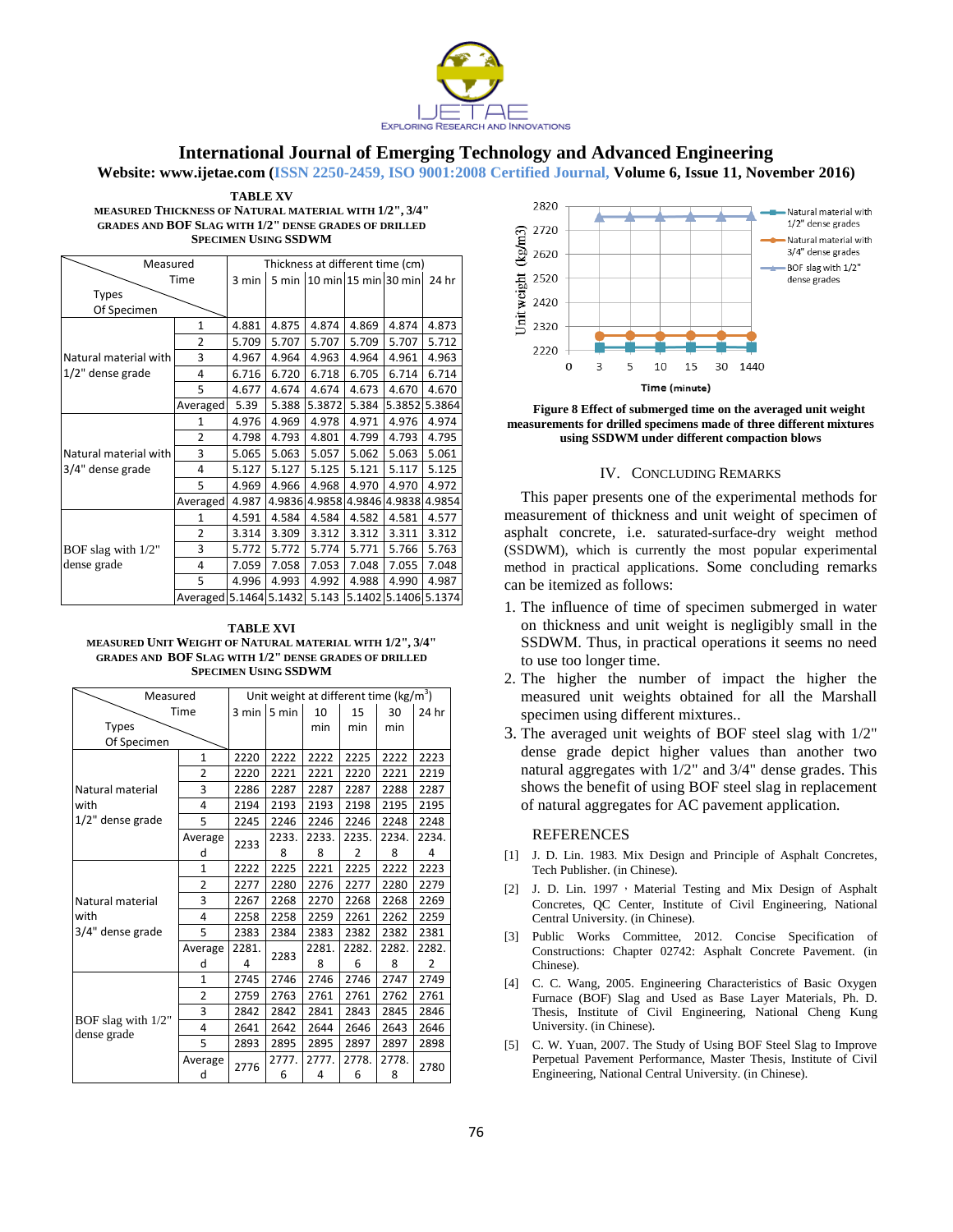**TABLE XV**

**MEASURED THICKNESS OF NATURAL MATERIAL WITH 1/2", 3/4" GRADES AND BOF SLAG WITH 1/2" DENSE GRADES OF DRILLED SPECIMEN USING SSDWM**

| Types Of Specimen | Measured Time | 3 min | 5 min | 10 min | 15 min | 30 min | 24 hr |
|---|---|---|---|---|---|---|---|
| | | Thickness at different time (cm) | | | | | |
| Natural material with 1/2" dense grade | 1 | 4.881 | 4.875 | 4.874 | 4.869 | 4.874 | 4.873 |
| | 2 | 5.709 | 5.707 | 5.707 | 5.709 | 5.707 | 5.712 |
| | 3 | 4.967 | 4.964 | 4.963 | 4.964 | 4.961 | 4.963 |
| | 4 | 6.716 | 6.720 | 6.718 | 6.705 | 6.714 | 6.714 |
| | 5 | 4.677 | 4.674 | 4.674 | 4.673 | 4.670 | 4.670 |
| | Averaged | 5.39 | 5.388 | 5.3872 | 5.384 | 5.3852 | 5.3864 |
| Natural material with 3/4" dense grade | 1 | 4.976 | 4.969 | 4.978 | 4.971 | 4.976 | 4.974 |
| | 2 | 4.798 | 4.793 | 4.801 | 4.799 | 4.793 | 4.795 |
| | 3 | 5.065 | 5.063 | 5.057 | 5.062 | 5.063 | 5.061 |
| | 4 | 5.127 | 5.127 | 5.125 | 5.121 | 5.117 | 5.125 |
| | 5 | 4.969 | 4.966 | 4.968 | 4.970 | 4.970 | 4.972 |
| | Averaged | 4.987 | 4.9836 | 4.9858 | 4.9846 | 4.9838 | 4.9854 |
| BOF slag with 1/2" dense grade | 1 | 4.591 | 4.584 | 4.584 | 4.582 | 4.581 | 4.577 |
| | 2 | 3.314 | 3.309 | 3.312 | 3.312 | 3.311 | 3.312 |
| | 3 | 5.772 | 5.772 | 5.774 | 5.771 | 5.766 | 5.763 |
| | 4 | 7.059 | 7.058 | 7.053 | 7.048 | 7.055 | 7.048 |
| | 5 | 4.996 | 4.993 | 4.992 | 4.988 | 4.990 | 4.987 |
| | Averaged | 5.1464 | 5.1432 | 5.143 | 5.1402 | 5.1406 | 5.1374 |

**TABLE XVI**

**MEASURED UNIT WEIGHT OF NATURAL MATERIAL WITH 1/2", 3/4" GRADES AND BOF SLAG WITH 1/2" DENSE GRADES OF DRILLED SPECIMEN USING SSDWM**

| Types Of Specimen | Measured Time | 3 min | 5 min | 10 min | 15 min | 30 min | 24 hr |
|---|---|---|---|---|---|---|---|
| | | Unit weight at different time (kg/m$^3$) | | | | | |
| Natural material with 1/2" dense grade | 1 | 2220 | 2222 | 2222 | 2225 | 2222 | 2223 |
| | 2 | 2220 | 2221 | 2221 | 2220 | 2221 | 2219 |
| | 3 | 2286 | 2287 | 2287 | 2287 | 2288 | 2287 |
| | 4 | 2194 | 2193 | 2193 | 2198 | 2195 | 2195 |
| | 5 | 2245 | 2246 | 2246 | 2246 | 2248 | 2248 |
| | Averaged | 2233 | 2233.8 | 2233.8 | 2235.2 | 2234.8 | 2234.4 |
| Natural material with 3/4" dense grade | 1 | 2222 | 2225 | 2221 | 2225 | 2222 | 2223 |
| | 2 | 2277 | 2280 | 2276 | 2277 | 2280 | 2279 |
| | 3 | 2267 | 2268 | 2270 | 2268 | 2268 | 2268 |
| | 4 | 2258 | 2258 | 2259 | 2261 | 2262 | 2259 |
| | 5 | 2383 | 2384 | 2383 | 2382 | 2382 | 2381 |
| | Averaged | 2281.4 | 2283 | 2281.8 | 2282.6 | 2282.8 | 2282.2 |
| BOF slag with 1/2" dense grade | 1 | 2745 | 2746 | 2746 | 2746 | 2747 | 2749 |
| | 2 | 2759 | 2763 | 2761 | 2761 | 2762 | 2761 |
| | 3 | 2842 | 2842 | 2841 | 2843 | 2845 | 2846 |
| | 4 | 2641 | 2642 | 2644 | 2646 | 2643 | 2646 |
| | 5 | 2893 | 2895 | 2895 | 2897 | 2897 | 2898 |
| | Averaged | 2776 | 2777.6 | 2777.4 | 2778.6 | 2778.8 | 2780 |

**Figure 8 Effect of submerged time on the averaged unit weight measurements for drilled specimens made of three different mixtures using SSDWM under different compaction blows**

## IV. CONCLUDING REMARKS

This paper presents one of the experimental methods for measurement of thickness and unit weight of specimen of asphalt concrete, i.e. saturated-surface-dry weight method (SSDWM), which is currently the most popular experimental method in practical applications. Some concluding remarks can be itemized as follows:

1. The influence of time of specimen submerged in water on thickness and unit weight is negligibly small in the SSDWM. Thus, in practical operations it seems no need to use too longer time.
2. The higher the number of impact the higher the measured unit weights obtained for all the Marshall specimen using different mixtures..
3. The averaged unit weights of BOF steel slag with 1/2" dense grade depict higher values than another two natural aggregates with 1/2" and 3/4" dense grades. This shows the benefit of using BOF steel slag in replacement of natural aggregates for AC pavement application.

## REFERENCES

[1] J. D. Lin. 1983. Mix Design and Principle of Asphalt Concretes, Tech Publisher. (in Chinese).

[2] J. D. Lin. 1997，Material Testing and Mix Design of Asphalt Concretes, QC Center, Institute of Civil Engineering, National Central University. (in Chinese).

[3] Public Works Committee, 2012. Concise Specification of Constructions: Chapter 02742: Asphalt Concrete Pavement. (in Chinese).

[4] C. C. Wang, 2005. Engineering Characteristics of Basic Oxygen Furnace (BOF) Slag and Used as Base Layer Materials, Ph. D. Thesis, Institute of Civil Engineering, National Cheng Kung University. (in Chinese).

[5] C. W. Yuan, 2007. The Study of Using BOF Steel Slag to Improve Perpetual Pavement Performance, Master Thesis, Institute of Civil Engineering, National Central University. (in Chinese).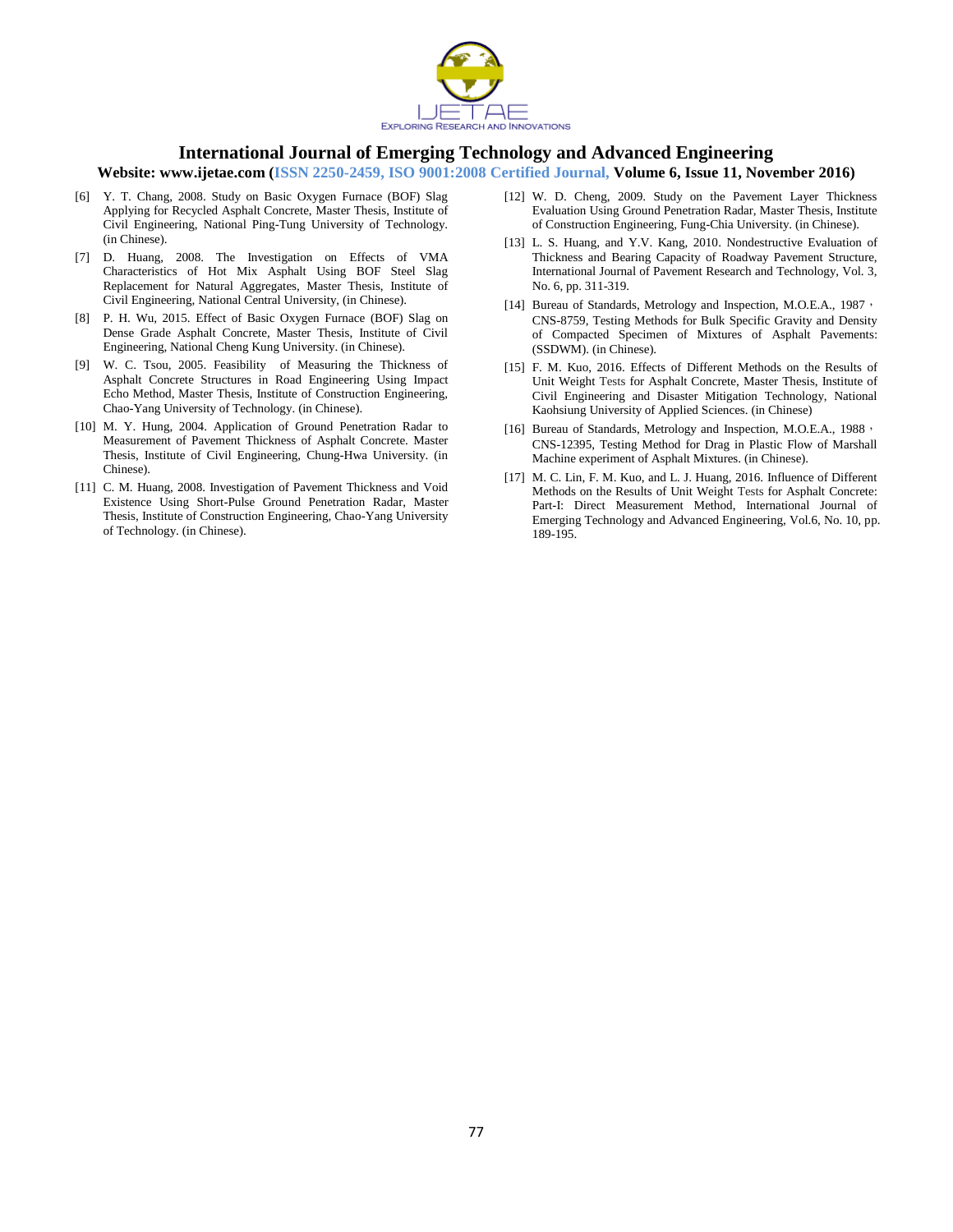[6] Y. T. Chang, 2008. Study on Basic Oxygen Furnace (BOF) Slag Applying for Recycled Asphalt Concrete, Master Thesis, Institute of Civil Engineering, National Ping-Tung University of Technology. (in Chinese).

[7] D. Huang, 2008. The Investigation on Effects of VMA Characteristics of Hot Mix Asphalt Using BOF Steel Slag Replacement for Natural Aggregates, Master Thesis, Institute of Civil Engineering, National Central University, (in Chinese).

[8] P. H. Wu, 2015. Effect of Basic Oxygen Furnace (BOF) Slag on Dense Grade Asphalt Concrete, Master Thesis, Institute of Civil Engineering, National Cheng Kung University. (in Chinese).

[9] W. C. Tsou, 2005. Feasibility of Measuring the Thickness of Asphalt Concrete Structures in Road Engineering Using Impact Echo Method, Master Thesis, Institute of Construction Engineering, Chao-Yang University of Technology. (in Chinese).

[10] M. Y. Hung, 2004. Application of Ground Penetration Radar to Measurement of Pavement Thickness of Asphalt Concrete. Master Thesis, Institute of Civil Engineering, Chung-Hwa University. (in Chinese).

[11] C. M. Huang, 2008. Investigation of Pavement Thickness and Void Existence Using Short-Pulse Ground Penetration Radar, Master Thesis, Institute of Construction Engineering, Chao-Yang University of Technology. (in Chinese).

[12] W. D. Cheng, 2009. Study on the Pavement Layer Thickness Evaluation Using Ground Penetration Radar, Master Thesis, Institute of Construction Engineering, Fung-Chia University. (in Chinese).

[13] L. S. Huang, and Y.V. Kang, 2010. Nondestructive Evaluation of Thickness and Bearing Capacity of Roadway Pavement Structure, International Journal of Pavement Research and Technology, Vol. 3, No. 6, pp. 311-319.

[14] Bureau of Standards, Metrology and Inspection, M.O.E.A., 1987， CNS-8759, Testing Methods for Bulk Specific Gravity and Density of Compacted Specimen of Mixtures of Asphalt Pavements: (SSDWM). (in Chinese).

[15] F. M. Kuo, 2016. Effects of Different Methods on the Results of Unit Weight Tests for Asphalt Concrete, Master Thesis, Institute of Civil Engineering and Disaster Mitigation Technology, National Kaohsiung University of Applied Sciences. (in Chinese)

[16] Bureau of Standards, Metrology and Inspection, M.O.E.A., 1988， CNS-12395, Testing Method for Drag in Plastic Flow of Marshall Machine experiment of Asphalt Mixtures. (in Chinese).

[17] M. C. Lin, F. M. Kuo, and L. J. Huang, 2016. Influence of Different Methods on the Results of Unit Weight Tests for Asphalt Concrete: Part-I: Direct Measurement Method, International Journal of Emerging Technology and Advanced Engineering, Vol.6, No. 10, pp. 189-195.